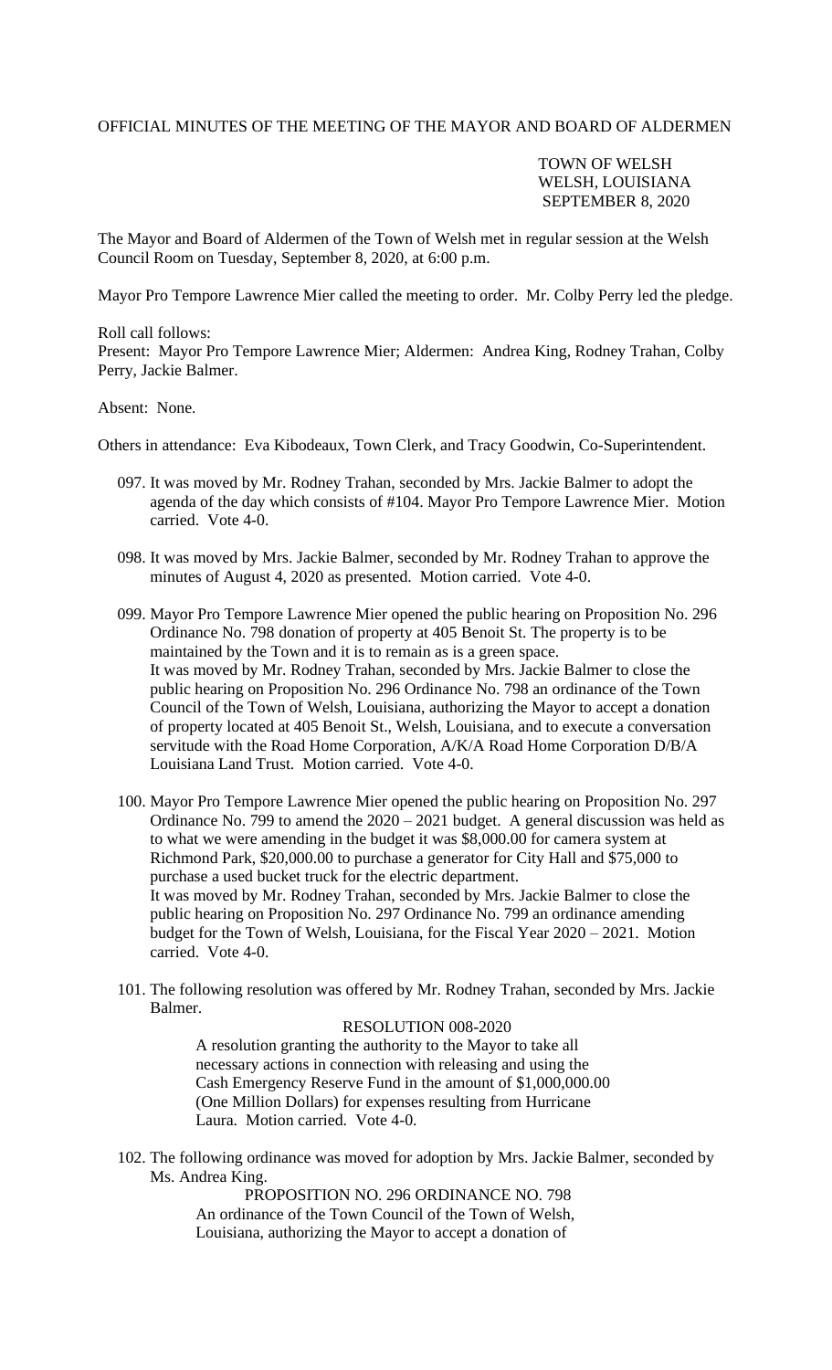OFFICIAL MINUTES OF THE MEETING OF THE MAYOR AND BOARD OF ALDERMEN

TOWN OF WELSH
WELSH, LOUISIANA
SEPTEMBER 8, 2020

The Mayor and Board of Aldermen of the Town of Welsh met in regular session at the Welsh Council Room on Tuesday, September 8, 2020, at 6:00 p.m.

Mayor Pro Tempore Lawrence Mier called the meeting to order. Mr. Colby Perry led the pledge.

Roll call follows:
Present: Mayor Pro Tempore Lawrence Mier; Aldermen: Andrea King, Rodney Trahan, Colby Perry, Jackie Balmer.

Absent: None.

Others in attendance: Eva Kibodeaux, Town Clerk, and Tracy Goodwin, Co-Superintendent.

097. It was moved by Mr. Rodney Trahan, seconded by Mrs. Jackie Balmer to adopt the agenda of the day which consists of #104. Mayor Pro Tempore Lawrence Mier. Motion carried. Vote 4-0.

098. It was moved by Mrs. Jackie Balmer, seconded by Mr. Rodney Trahan to approve the minutes of August 4, 2020 as presented. Motion carried. Vote 4-0.

099. Mayor Pro Tempore Lawrence Mier opened the public hearing on Proposition No. 296 Ordinance No. 798 donation of property at 405 Benoit St. The property is to be maintained by the Town and it is to remain as is a green space.
It was moved by Mr. Rodney Trahan, seconded by Mrs. Jackie Balmer to close the public hearing on Proposition No. 296 Ordinance No. 798 an ordinance of the Town Council of the Town of Welsh, Louisiana, authorizing the Mayor to accept a donation of property located at 405 Benoit St., Welsh, Louisiana, and to execute a conversation servitude with the Road Home Corporation, A/K/A Road Home Corporation D/B/A Louisiana Land Trust. Motion carried. Vote 4-0.

100. Mayor Pro Tempore Lawrence Mier opened the public hearing on Proposition No. 297 Ordinance No. 799 to amend the 2020 – 2021 budget. A general discussion was held as to what we were amending in the budget it was $8,000.00 for camera system at Richmond Park, $20,000.00 to purchase a generator for City Hall and $75,000 to purchase a used bucket truck for the electric department.
It was moved by Mr. Rodney Trahan, seconded by Mrs. Jackie Balmer to close the public hearing on Proposition No. 297 Ordinance No. 799 an ordinance amending budget for the Town of Welsh, Louisiana, for the Fiscal Year 2020 – 2021. Motion carried. Vote 4-0.

101. The following resolution was offered by Mr. Rodney Trahan, seconded by Mrs. Jackie Balmer.

RESOLUTION 008-2020

A resolution granting the authority to the Mayor to take all necessary actions in connection with releasing and using the Cash Emergency Reserve Fund in the amount of $1,000,000.00 (One Million Dollars) for expenses resulting from Hurricane Laura. Motion carried. Vote 4-0.

102. The following ordinance was moved for adoption by Mrs. Jackie Balmer, seconded by Ms. Andrea King.

PROPOSITION NO. 296 ORDINANCE NO. 798

An ordinance of the Town Council of the Town of Welsh, Louisiana, authorizing the Mayor to accept a donation of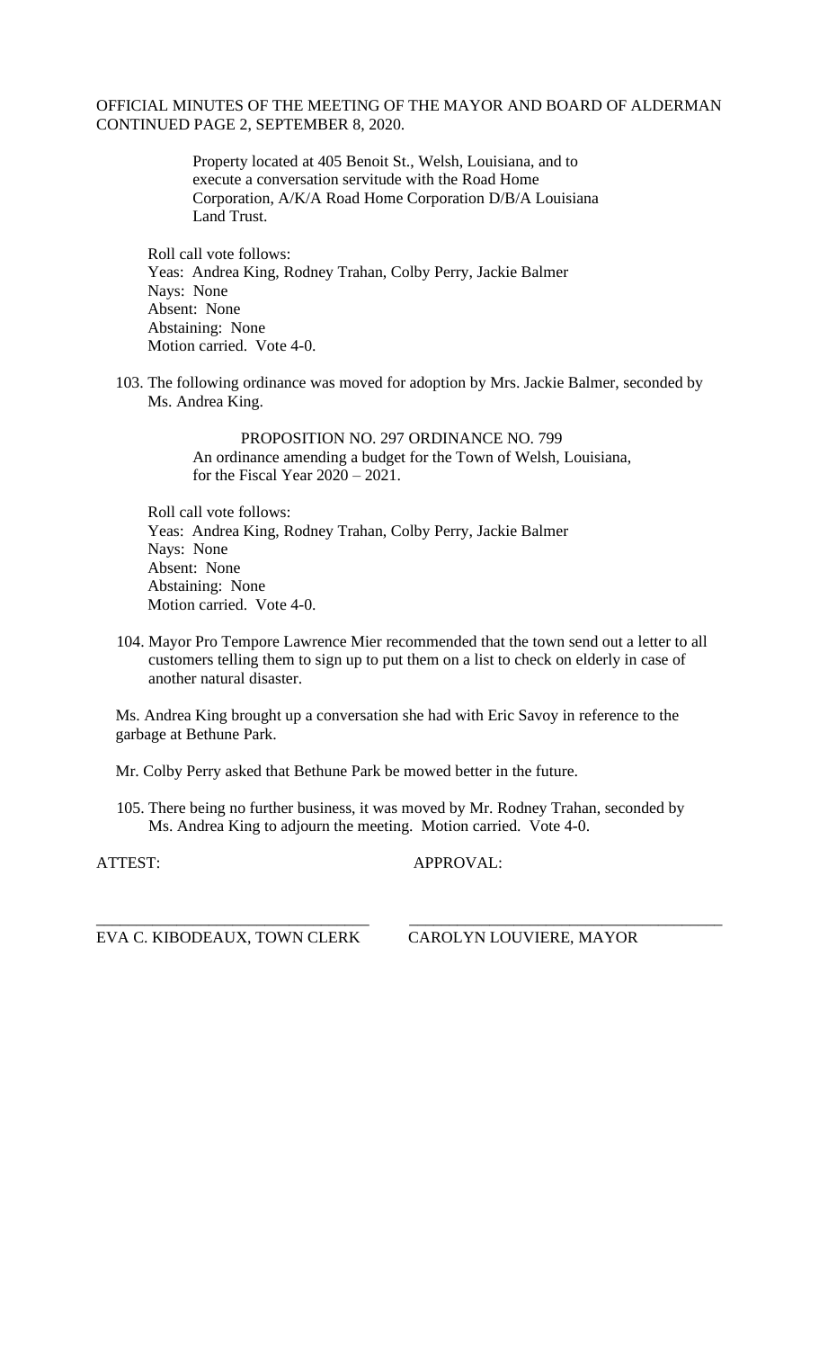OFFICIAL MINUTES OF THE MEETING OF THE MAYOR AND BOARD OF ALDERMAN CONTINUED PAGE 2, SEPTEMBER 8, 2020.

> Property located at 405 Benoit St., Welsh, Louisiana, and to execute a conversation servitude with the Road Home Corporation, A/K/A Road Home Corporation D/B/A Louisiana Land Trust.

Roll call vote follows:
Yeas: Andrea King, Rodney Trahan, Colby Perry, Jackie Balmer
Nays: None
Absent: None
Abstaining: None
Motion carried. Vote 4-0.

103. The following ordinance was moved for adoption by Mrs. Jackie Balmer, seconded by Ms. Andrea King.

> PROPOSITION NO. 297 ORDINANCE NO. 799
> An ordinance amending a budget for the Town of Welsh, Louisiana, for the Fiscal Year 2020 – 2021.

Roll call vote follows:
Yeas: Andrea King, Rodney Trahan, Colby Perry, Jackie Balmer
Nays: None
Absent: None
Abstaining: None
Motion carried. Vote 4-0.

104. Mayor Pro Tempore Lawrence Mier recommended that the town send out a letter to all customers telling them to sign up to put them on a list to check on elderly in case of another natural disaster.

Ms. Andrea King brought up a conversation she had with Eric Savoy in reference to the garbage at Bethune Park.

Mr. Colby Perry asked that Bethune Park be mowed better in the future.

105. There being no further business, it was moved by Mr. Rodney Trahan, seconded by Ms. Andrea King to adjourn the meeting. Motion carried. Vote 4-0.

ATTEST: APPROVAL:

\_\_\_\_\_\_\_\_\_\_\_\_\_\_\_\_\_\_\_\_\_\_\_\_\_\_\_\_\_\_\_\_\_\_ \_\_\_\_\_\_\_\_\_\_\_\_\_\_\_\_\_\_\_\_\_\_\_\_\_\_\_\_\_\_\_\_\_\_\_\_\_\_

EVA C. KIBODEAUX, TOWN CLERK CAROLYN LOUVIERE, MAYOR